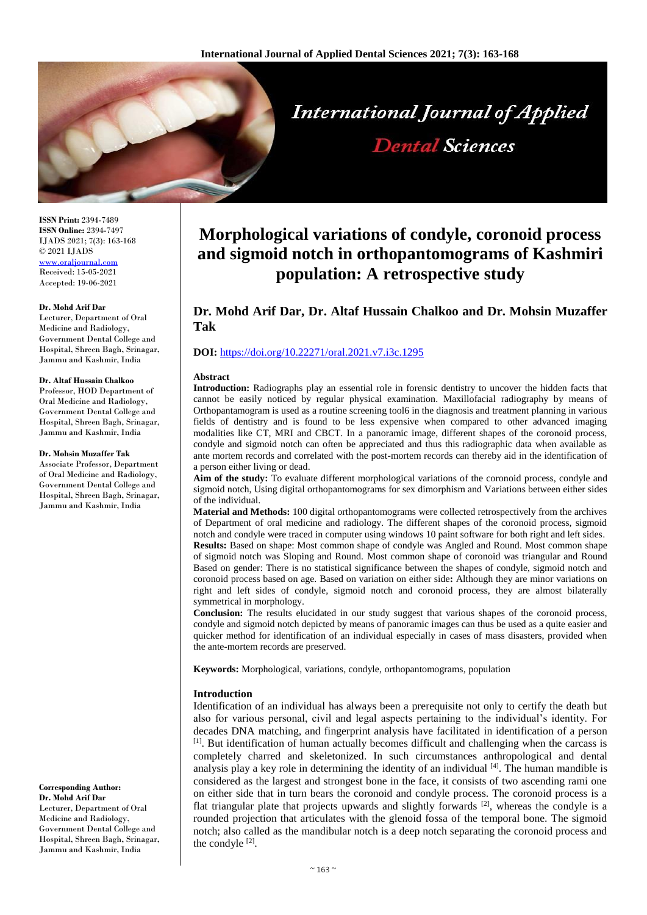# Morphological variations of condyle, coronoid process and sigmoid notch in orthopantomograms of Kashmiri population: A retrospective study

## Dr. Mohd Arif Dar, Dr. Altaf Hussain Chalkoo and Dr. Mohsin Muzaffer Tak

**DOI:** https://doi.org/10.22271/oral.2021.v7.i3c.1295

**ISSN Print:** 2394-7489
**ISSN Online:** 2394-7497
IJADS 2021; 7(3): 163-168
© 2021 IJADS
www.oraljournal.com
Received: 15-05-2021
Accepted: 19-06-2021

**Dr. Mohd Arif Dar**
Lecturer, Department of Oral Medicine and Radiology, Government Dental College and Hospital, Shreen Bagh, Srinagar, Jammu and Kashmir, India

**Dr. Altaf Hussain Chalkoo**
Professor, HOD Department of Oral Medicine and Radiology, Government Dental College and Hospital, Shreen Bagh, Srinagar, Jammu and Kashmir, India

**Dr. Mohsin Muzaffer Tak**
Associate Professor, Department of Oral Medicine and Radiology, Government Dental College and Hospital, Shreen Bagh, Srinagar, Jammu and Kashmir, India

**Corresponding Author:**
**Dr. Mohd Arif Dar**
Lecturer, Department of Oral Medicine and Radiology, Government Dental College and Hospital, Shreen Bagh, Srinagar, Jammu and Kashmir, India

### Abstract

**Introduction:** Radiographs play an essential role in forensic dentistry to uncover the hidden facts that cannot be easily noticed by regular physical examination. Maxillofacial radiography by means of Orthopantamogram is used as a routine screening tool6 in the diagnosis and treatment planning in various fields of dentistry and is found to be less expensive when compared to other advanced imaging modalities like CT, MRI and CBCT. In a panoramic image, different shapes of the coronoid process, condyle and sigmoid notch can often be appreciated and thus this radiographic data when available as ante mortem records and correlated with the post-mortem records can thereby aid in the identification of a person either living or dead.

**Aim of the study:** To evaluate different morphological variations of the coronoid process, condyle and sigmoid notch, Using digital orthopantomograms for sex dimorphism and Variations between either sides of the individual.

**Material and Methods:** 100 digital orthopantomograms were collected retrospectively from the archives of Department of oral medicine and radiology. The different shapes of the coronoid process, sigmoid notch and condyle were traced in computer using windows 10 paint software for both right and left sides.

**Results:** Based on shape: Most common shape of condyle was Angled and Round. Most common shape of sigmoid notch was Sloping and Round. Most common shape of coronoid was triangular and Round Based on gender: There is no statistical significance between the shapes of condyle, sigmoid notch and coronoid process based on age. Based on variation on either side**:** Although they are minor variations on right and left sides of condyle, sigmoid notch and coronoid process, they are almost bilaterally symmetrical in morphology.

**Conclusion:** The results elucidated in our study suggest that various shapes of the coronoid process, condyle and sigmoid notch depicted by means of panoramic images can thus be used as a quite easier and quicker method for identification of an individual especially in cases of mass disasters, provided when the ante-mortem records are preserved.

**Keywords:** Morphological, variations, condyle, orthopantomograms, population

### Introduction

Identification of an individual has always been a prerequisite not only to certify the death but also for various personal, civil and legal aspects pertaining to the individual's identity. For decades DNA matching, and fingerprint analysis have facilitated in identification of a person [1]. But identification of human actually becomes difficult and challenging when the carcass is completely charred and skeletonized. In such circumstances anthropological and dental analysis play a key role in determining the identity of an individual [4]. The human mandible is considered as the largest and strongest bone in the face, it consists of two ascending rami one on either side that in turn bears the coronoid and condyle process. The coronoid process is a flat triangular plate that projects upwards and slightly forwards [2], whereas the condyle is a rounded projection that articulates with the glenoid fossa of the temporal bone. The sigmoid notch; also called as the mandibular notch is a deep notch separating the coronoid process and the condyle [2].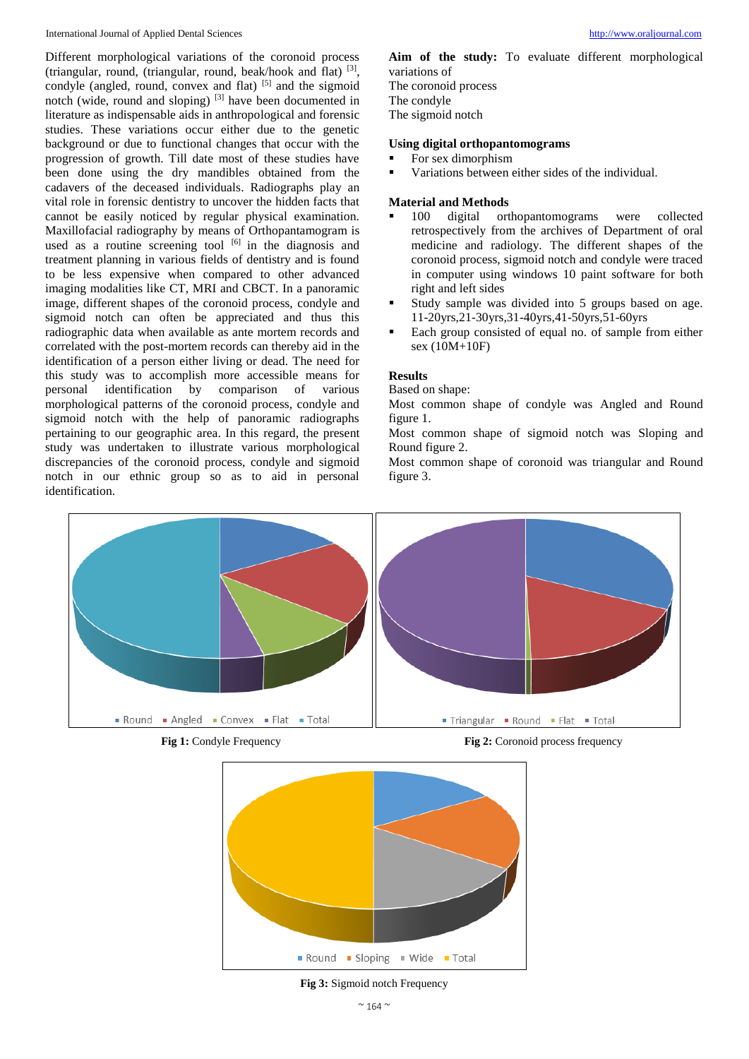Different morphological variations of the coronoid process (triangular, round, (triangular, round, beak/hook and flat) [3], condyle (angled, round, convex and flat) [5] and the sigmoid notch (wide, round and sloping) [3] have been documented in literature as indispensable aids in anthropological and forensic studies. These variations occur either due to the genetic background or due to functional changes that occur with the progression of growth. Till date most of these studies have been done using the dry mandibles obtained from the cadavers of the deceased individuals. Radiographs play an vital role in forensic dentistry to uncover the hidden facts that cannot be easily noticed by regular physical examination. Maxillofacial radiography by means of Orthopantamogram is used as a routine screening tool [6] in the diagnosis and treatment planning in various fields of dentistry and is found to be less expensive when compared to other advanced imaging modalities like CT, MRI and CBCT. In a panoramic image, different shapes of the coronoid process, condyle and sigmoid notch can often be appreciated and thus this radiographic data when available as ante mortem records and correlated with the post-mortem records can thereby aid in the identification of a person either living or dead. The need for this study was to accomplish more accessible means for personal identification by comparison of various morphological patterns of the coronoid process, condyle and sigmoid notch with the help of panoramic radiographs pertaining to our geographic area. In this regard, the present study was undertaken to illustrate various morphological discrepancies of the coronoid process, condyle and sigmoid notch in our ethnic group so as to aid in personal identification.

**Aim of the study:** To evaluate different morphological variations of
The coronoid process
The condyle
The sigmoid notch

**Using digital orthopantomograms**

- For sex dimorphism
- Variations between either sides of the individual.

**Material and Methods**

- 100 digital orthopantomograms were collected retrospectively from the archives of Department of oral medicine and radiology. The different shapes of the coronoid process, sigmoid notch and condyle were traced in computer using windows 10 paint software for both right and left sides
- Study sample was divided into 5 groups based on age. 11-20yrs,21-30yrs,31-40yrs,41-50yrs,51-60yrs
- Each group consisted of equal no. of sample from either sex (10M+10F)

**Results**

Based on shape:
Most common shape of condyle was Angled and Round figure 1.
Most common shape of sigmoid notch was Sloping and Round figure 2.
Most common shape of coronoid was triangular and Round figure 3.

**Fig 1:** Condyle Frequency

**Fig 2:** Coronoid process frequency

**Fig 3:** Sigmoid notch Frequency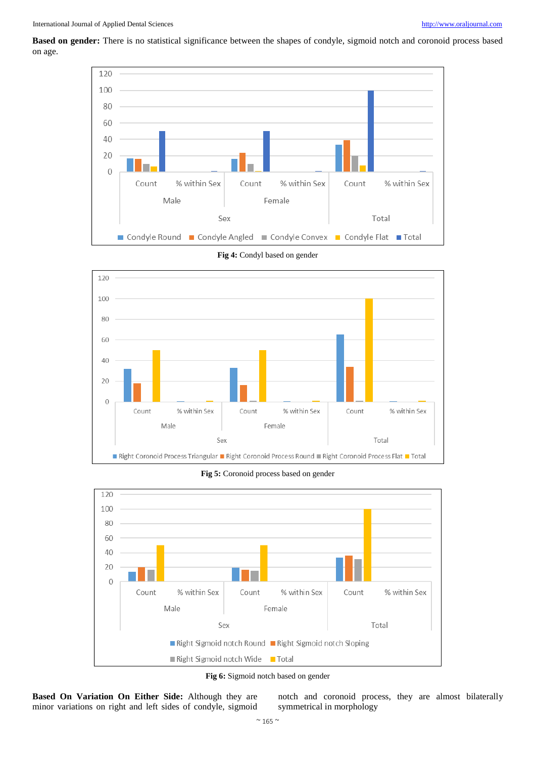**Based on gender:** There is no statistical significance between the shapes of condyle, sigmoid notch and coronoid process based on age.

**Fig 4:** Condyl based on gender

**Fig 5:** Coronoid process based on gender

**Fig 6:** Sigmoid notch based on gender

**Based On Variation On Either Side:** Although they are minor variations on right and left sides of condyle, sigmoid notch and coronoid process, they are almost bilaterally symmetrical in morphology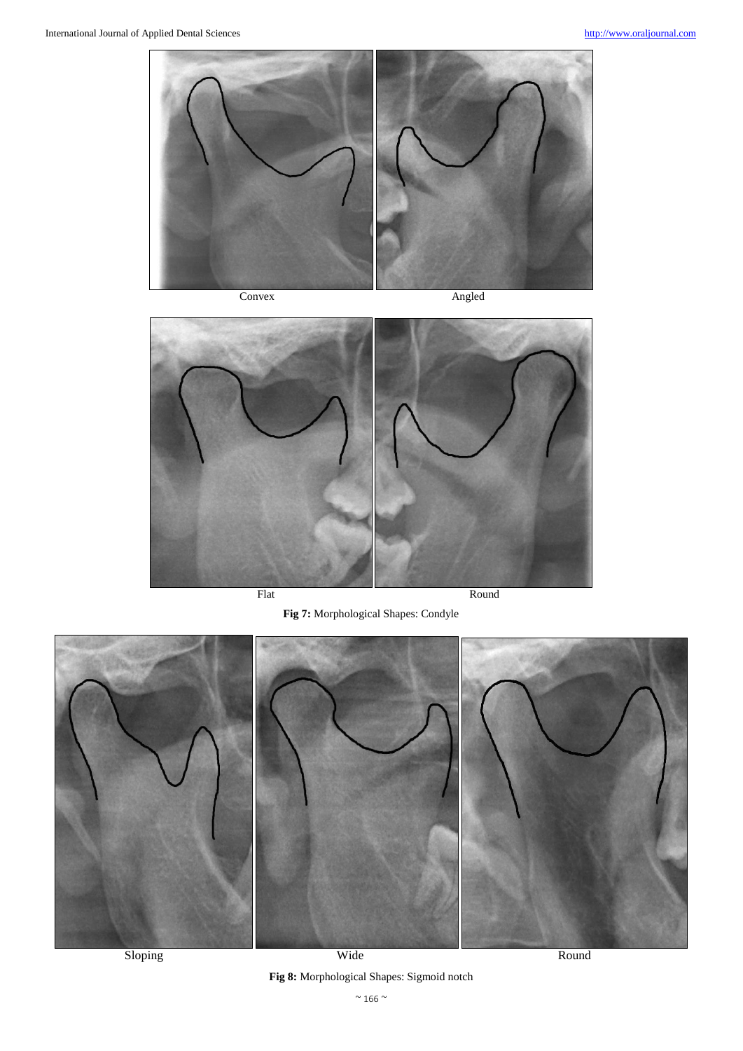Convex

Angled

Flat

Round

**Fig 7:** Morphological Shapes: Condyle

Sloping

Wide

Round

**Fig 8:** Morphological Shapes: Sigmoid notch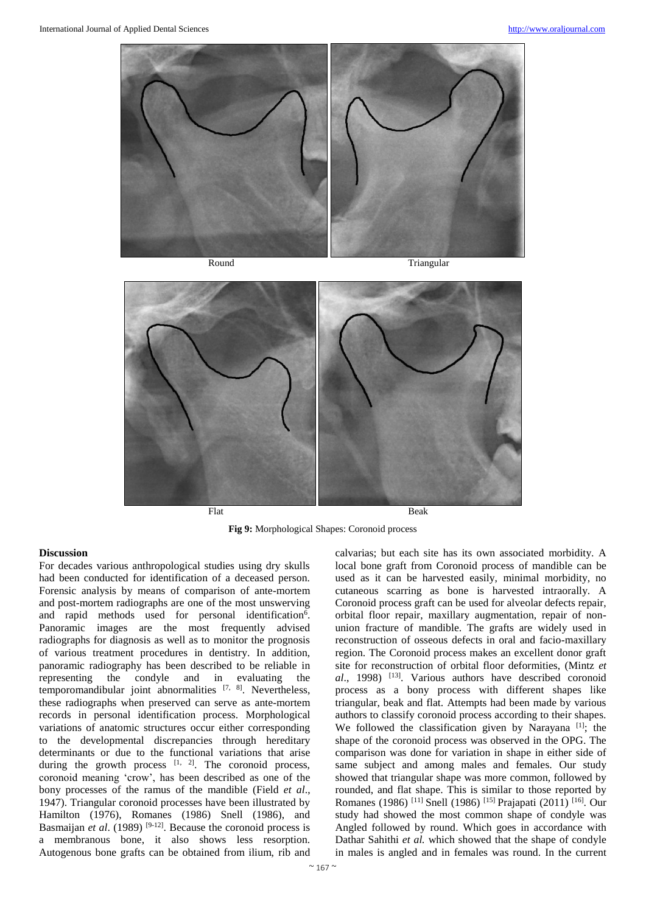Round

Triangular

Flat

Beak

**Fig 9:** Morphological Shapes: Coronoid process

## Discussion

For decades various anthropological studies using dry skulls had been conducted for identification of a deceased person. Forensic analysis by means of comparison of ante-mortem and post-mortem radiographs are one of the most unswerving and rapid methods used for personal identification[6]. Panoramic images are the most frequently advised radiographs for diagnosis as well as to monitor the prognosis of various treatment procedures in dentistry. In addition, panoramic radiography has been described to be reliable in representing the condyle and in evaluating the temporomandibular joint abnormalities [7, 8]. Nevertheless, these radiographs when preserved can serve as ante-mortem records in personal identification process. Morphological variations of anatomic structures occur either corresponding to the developmental discrepancies through hereditary determinants or due to the functional variations that arise during the growth process [1, 2]. The coronoid process, coronoid meaning 'crow', has been described as one of the bony processes of the ramus of the mandible (Field *et al*., 1947). Triangular coronoid processes have been illustrated by Hamilton (1976), Romanes (1986) Snell (1986), and Basmaijan *et al*. (1989) [9-12]. Because the coronoid process is a membranous bone, it also shows less resorption. Autogenous bone grafts can be obtained from ilium, rib and calvarias; but each site has its own associated morbidity. A local bone graft from Coronoid process of mandible can be used as it can be harvested easily, minimal morbidity, no cutaneous scarring as bone is harvested intraorally. A Coronoid process graft can be used for alveolar defects repair, orbital floor repair, maxillary augmentation, repair of non-union fracture of mandible. The grafts are widely used in reconstruction of osseous defects in oral and facio-maxillary region. The Coronoid process makes an excellent donor graft site for reconstruction of orbital floor deformities, (Mintz *et al*., 1998) [13]. Various authors have described coronoid process as a bony process with different shapes like triangular, beak and flat. Attempts had been made by various authors to classify coronoid process according to their shapes. We followed the classification given by Narayana [1]; the shape of the coronoid process was observed in the OPG. The comparison was done for variation in shape in either side of same subject and among males and females. Our study showed that triangular shape was more common, followed by rounded, and flat shape. This is similar to those reported by Romanes (1986) [11] Snell (1986) [15] Prajapati (2011) [16]. Our study had showed the most common shape of condyle was Angled followed by round. Which goes in accordance with Dathar Sahithi *et al.* which showed that the shape of condyle in males is angled and in females was round. In the current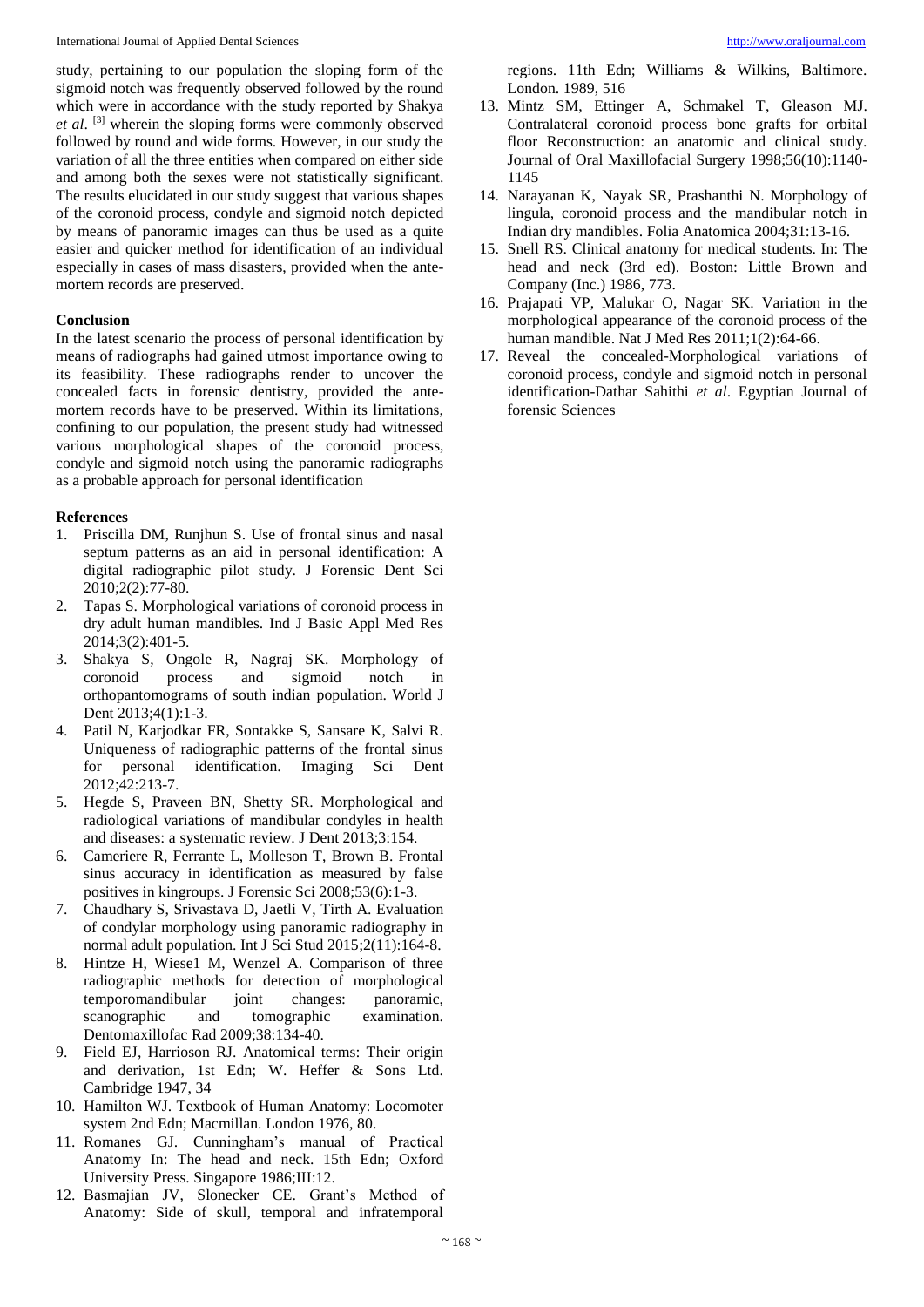study, pertaining to our population the sloping form of the sigmoid notch was frequently observed followed by the round which were in accordance with the study reported by Shakya *et al*. [3] wherein the sloping forms were commonly observed followed by round and wide forms. However, in our study the variation of all the three entities when compared on either side and among both the sexes were not statistically significant. The results elucidated in our study suggest that various shapes of the coronoid process, condyle and sigmoid notch depicted by means of panoramic images can thus be used as a quite easier and quicker method for identification of an individual especially in cases of mass disasters, provided when the ante-mortem records are preserved.

## Conclusion

In the latest scenario the process of personal identification by means of radiographs had gained utmost importance owing to its feasibility. These radiographs render to uncover the concealed facts in forensic dentistry, provided the ante-mortem records have to be preserved. Within its limitations, confining to our population, the present study had witnessed various morphological shapes of the coronoid process, condyle and sigmoid notch using the panoramic radiographs as a probable approach for personal identification

## References

1. Priscilla DM, Runjhun S. Use of frontal sinus and nasal septum patterns as an aid in personal identification: A digital radiographic pilot study. J Forensic Dent Sci 2010;2(2):77-80.
2. Tapas S. Morphological variations of coronoid process in dry adult human mandibles. Ind J Basic Appl Med Res 2014;3(2):401-5.
3. Shakya S, Ongole R, Nagraj SK. Morphology of coronoid process and sigmoid notch in orthopantomograms of south indian population. World J Dent 2013;4(1):1-3.
4. Patil N, Karjodkar FR, Sontakke S, Sansare K, Salvi R. Uniqueness of radiographic patterns of the frontal sinus for personal identification. Imaging Sci Dent 2012;42:213-7.
5. Hegde S, Praveen BN, Shetty SR. Morphological and radiological variations of mandibular condyles in health and diseases: a systematic review. J Dent 2013;3:154.
6. Cameriere R, Ferrante L, Molleson T, Brown B. Frontal sinus accuracy in identification as measured by false positives in kingroups. J Forensic Sci 2008;53(6):1-3.
7. Chaudhary S, Srivastava D, Jaetli V, Tirth A. Evaluation of condylar morphology using panoramic radiography in normal adult population. Int J Sci Stud 2015;2(11):164-8.
8. Hintze H, Wiese1 M, Wenzel A. Comparison of three radiographic methods for detection of morphological temporomandibular joint changes: panoramic, scanographic and tomographic examination. Dentomaxillofac Rad 2009;38:134-40.
9. Field EJ, Harrioson RJ. Anatomical terms: Their origin and derivation, 1st Edn; W. Heffer & Sons Ltd. Cambridge 1947, 34
10. Hamilton WJ. Textbook of Human Anatomy: Locomoter system 2nd Edn; Macmillan. London 1976, 80.
11. Romanes GJ. Cunningham's manual of Practical Anatomy In: The head and neck. 15th Edn; Oxford University Press. Singapore 1986;III:12.
12. Basmajian JV, Slonecker CE. Grant's Method of Anatomy: Side of skull, temporal and infratemporal regions. 11th Edn; Williams & Wilkins, Baltimore. London. 1989, 516
13. Mintz SM, Ettinger A, Schmakel T, Gleason MJ. Contralateral coronoid process bone grafts for orbital floor Reconstruction: an anatomic and clinical study. Journal of Oral Maxillofacial Surgery 1998;56(10):1140-1145
14. Narayanan K, Nayak SR, Prashanthi N. Morphology of lingula, coronoid process and the mandibular notch in Indian dry mandibles. Folia Anatomica 2004;31:13-16.
15. Snell RS. Clinical anatomy for medical students. In: The head and neck (3rd ed). Boston: Little Brown and Company (Inc.) 1986, 773.
16. Prajapati VP, Malukar O, Nagar SK. Variation in the morphological appearance of the coronoid process of the human mandible. Nat J Med Res 2011;1(2):64-66.
17. Reveal the concealed-Morphological variations of coronoid process, condyle and sigmoid notch in personal identification-Dathar Sahithi *et al*. Egyptian Journal of forensic Sciences